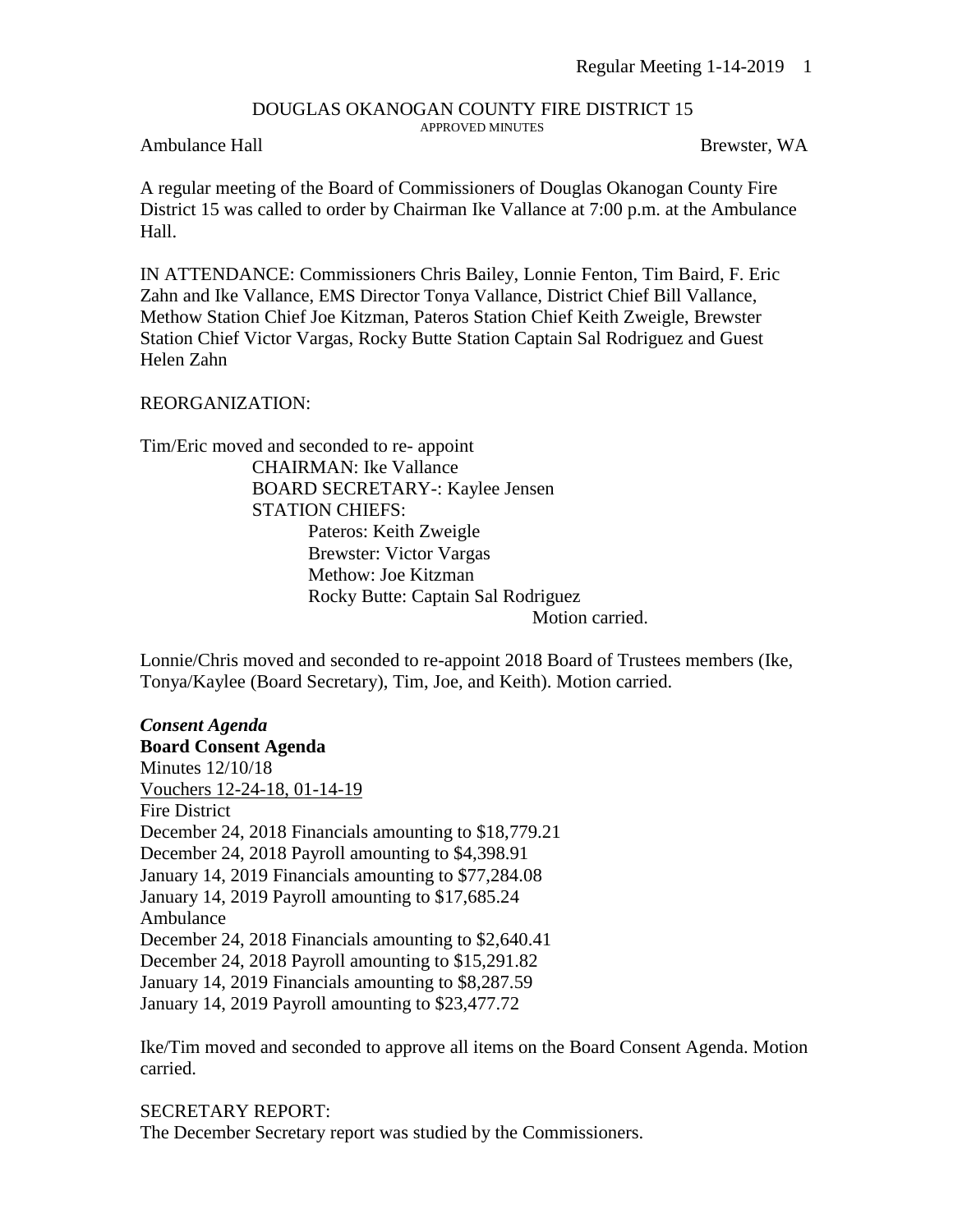# DOUGLAS OKANOGAN COUNTY FIRE DISTRICT 15

APPROVED MINUTES

Ambulance Hall Brewster, WA

A regular meeting of the Board of Commissioners of Douglas Okanogan County Fire District 15 was called to order by Chairman Ike Vallance at 7:00 p.m. at the Ambulance Hall.

IN ATTENDANCE: Commissioners Chris Bailey, Lonnie Fenton, Tim Baird, F. Eric Zahn and Ike Vallance, EMS Director Tonya Vallance, District Chief Bill Vallance, Methow Station Chief Joe Kitzman, Pateros Station Chief Keith Zweigle, Brewster Station Chief Victor Vargas, Rocky Butte Station Captain Sal Rodriguez and Guest Helen Zahn

REORGANIZATION:

Tim/Eric moved and seconded to re- appoint

- CHAIRMAN: Ike Vallance
- BOARD SECRETARY-: Kaylee Jensen
- STATION CHIEFS:
  - Pateros: Keith Zweigle
  - Brewster: Victor Vargas
  - Methow: Joe Kitzman
  - Rocky Butte: Captain Sal Rodriguez

Motion carried.

Lonnie/Chris moved and seconded to re-appoint 2018 Board of Trustees members (Ike, Tonya/Kaylee (Board Secretary), Tim, Joe, and Keith). Motion carried.

***Consent Agenda***

**Board Consent Agenda**

Minutes 12/10/18

Vouchers 12-24-18, 01-14-19

Fire District

December 24, 2018 Financials amounting to $18,779.21

December 24, 2018 Payroll amounting to $4,398.91

January 14, 2019 Financials amounting to $77,284.08

January 14, 2019 Payroll amounting to $17,685.24

Ambulance

December 24, 2018 Financials amounting to $2,640.41

December 24, 2018 Payroll amounting to $15,291.82

January 14, 2019 Financials amounting to $8,287.59

January 14, 2019 Payroll amounting to $23,477.72

Ike/Tim moved and seconded to approve all items on the Board Consent Agenda. Motion carried.

SECRETARY REPORT:

The December Secretary report was studied by the Commissioners.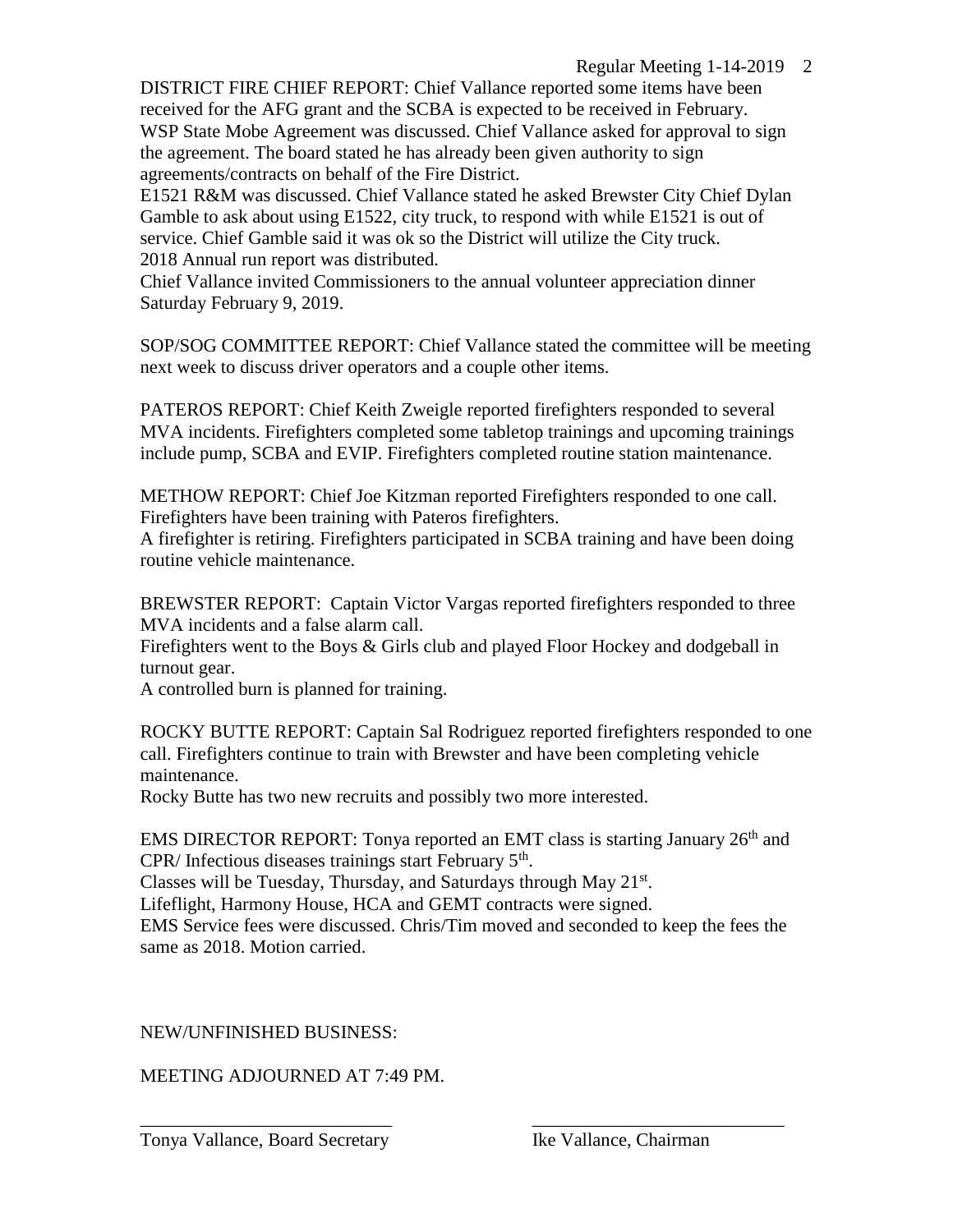DISTRICT FIRE CHIEF REPORT: Chief Vallance reported some items have been received for the AFG grant and the SCBA is expected to be received in February.
WSP State Mobe Agreement was discussed. Chief Vallance asked for approval to sign the agreement. The board stated he has already been given authority to sign agreements/contracts on behalf of the Fire District.
E1521 R&M was discussed. Chief Vallance stated he asked Brewster City Chief Dylan Gamble to ask about using E1522, city truck, to respond with while E1521 is out of service. Chief Gamble said it was ok so the District will utilize the City truck.
2018 Annual run report was distributed.
Chief Vallance invited Commissioners to the annual volunteer appreciation dinner Saturday February 9, 2019.

SOP/SOG COMMITTEE REPORT: Chief Vallance stated the committee will be meeting next week to discuss driver operators and a couple other items.

PATEROS REPORT: Chief Keith Zweigle reported firefighters responded to several MVA incidents. Firefighters completed some tabletop trainings and upcoming trainings include pump, SCBA and EVIP. Firefighters completed routine station maintenance.

METHOW REPORT: Chief Joe Kitzman reported Firefighters responded to one call. Firefighters have been training with Pateros firefighters.
A firefighter is retiring. Firefighters participated in SCBA training and have been doing routine vehicle maintenance.

BREWSTER REPORT: Captain Victor Vargas reported firefighters responded to three MVA incidents and a false alarm call.
Firefighters went to the Boys & Girls club and played Floor Hockey and dodgeball in turnout gear.
A controlled burn is planned for training.

ROCKY BUTTE REPORT: Captain Sal Rodriguez reported firefighters responded to one call. Firefighters continue to train with Brewster and have been completing vehicle maintenance.
Rocky Butte has two new recruits and possibly two more interested.

EMS DIRECTOR REPORT: Tonya reported an EMT class is starting January 26th and CPR/ Infectious diseases trainings start February 5th.
Classes will be Tuesday, Thursday, and Saturdays through May 21st.
Lifeflight, Harmony House, HCA and GEMT contracts were signed.
EMS Service fees were discussed. Chris/Tim moved and seconded to keep the fees the same as 2018. Motion carried.

NEW/UNFINISHED BUSINESS:

MEETING ADJOURNED AT 7:49 PM.

\_\_\_\_\_\_\_\_\_\_\_\_\_\_\_\_\_\_\_\_\_\_\_\_\_\_\_ \_\_\_\_\_\_\_\_\_\_\_\_\_\_\_\_\_\_\_\_\_\_\_\_\_\_\_

Tonya Vallance, Board Secretary Ike Vallance, Chairman